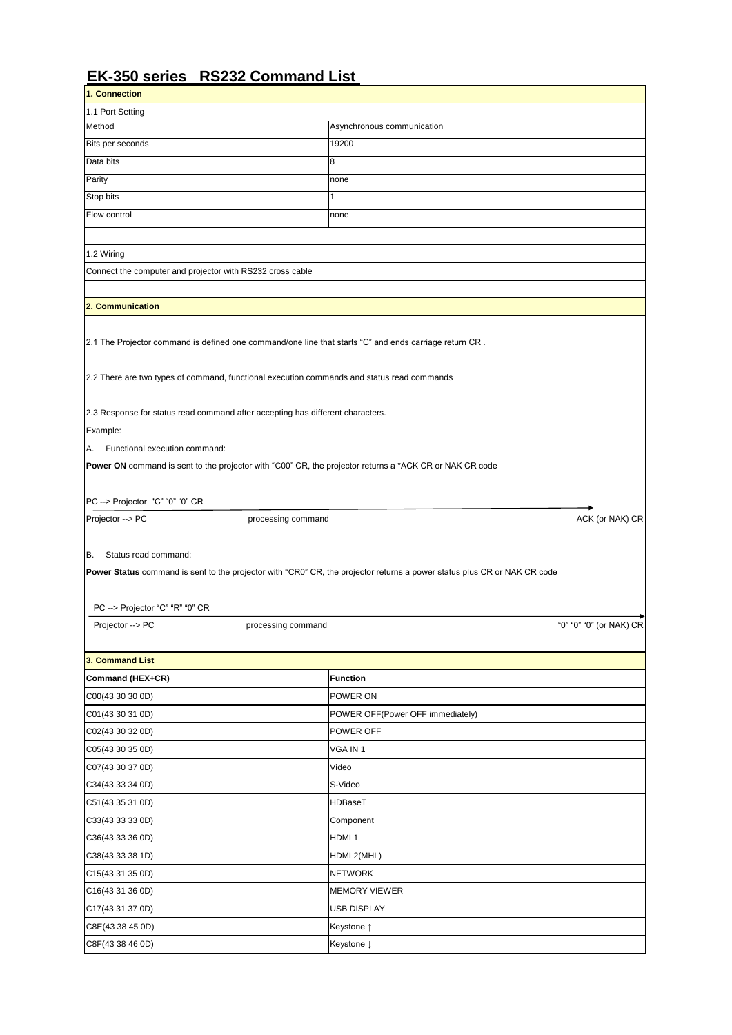# EK-350 series RS232 Command List

## 1. Connection

1.1 Port Setting

| Method | Asynchronous communication |
|---|---|
| Bits per seconds | 19200 |
| Data bits | 8 |
| Parity | none |
| Stop bits | 1 |
| Flow control | none |

1.2 Wiring

Connect the computer and projector with RS232 cross cable

## 2. Communication

2.1 The Projector command is defined one command/one line that starts "C" and ends carriage return CR .

2.2 There are two types of command, functional execution commands and status read commands

2.3 Response for status read command after accepting has different characters.

Example:

A. Functional execution command:

**Power ON** command is sent to the projector with "C00" CR, the projector returns a *ACK CR or NAK CR code

PC --> Projector "C" "0" "0" CR

Projector --> PC processing command ACK (or NAK) CR

B. Status read command:

**Power Status** command is sent to the projector with "CR0" CR, the projector returns a power status plus CR or NAK CR code

PC --> Projector "C" "R" "0" CR

Projector --> PC processing command "0" "0" "0" (or NAK) CR

## 3. Command List

| Command (HEX+CR) | Function |
|---|---|
| C00(43 30 30 0D) | POWER ON |
| C01(43 30 31 0D) | POWER OFF(Power OFF immediately) |
| C02(43 30 32 0D) | POWER OFF |
| C05(43 30 35 0D) | VGA IN 1 |
| C07(43 30 37 0D) | Video |
| C34(43 33 34 0D) | S-Video |
| C51(43 35 31 0D) | HDBaseT |
| C33(43 33 33 0D) | Component |
| C36(43 33 36 0D) | HDMI 1 |
| C38(43 33 38 1D) | HDMI 2(MHL) |
| C15(43 31 35 0D) | NETWORK |
| C16(43 31 36 0D) | MEMORY VIEWER |
| C17(43 31 37 0D) | USB DISPLAY |
| C8E(43 38 45 0D) | Keystone ↑ |
| C8F(43 38 46 0D) | Keystone ↓ |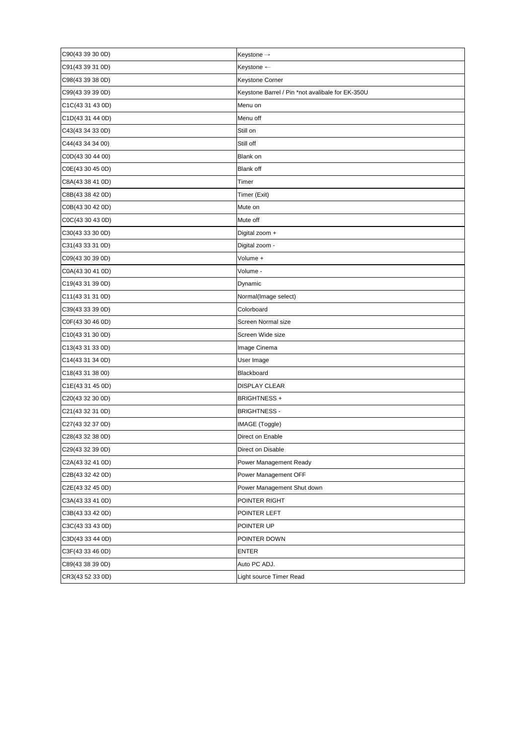| C90(43 39 30 0D) | Keystone → |
|---|---|
| C91(43 39 31 0D) | Keystone ← |
| C98(43 39 38 0D) | Keystone Corner |
| C99(43 39 39 0D) | Keystone Barrel / Pin *not avalibale for EK-350U |
| C1C(43 31 43 0D) | Menu on |
| C1D(43 31 44 0D) | Menu off |
| C43(43 34 33 0D) | Still on |
| C44(43 34 34 00) | Still off |
| C0D(43 30 44 00) | Blank on |
| C0E(43 30 45 0D) | Blank off |
| C8A(43 38 41 0D) | Timer |
| C8B(43 38 42 0D) | Timer (Exit) |
| C0B(43 30 42 0D) | Mute on |
| C0C(43 30 43 0D) | Mute off |
| C30(43 33 30 0D) | Digital zoom + |
| C31(43 33 31 0D) | Digital zoom - |
| C09(43 30 39 0D) | Volume + |
| C0A(43 30 41 0D) | Volume - |
| C19(43 31 39 0D) | Dynamic |
| C11(43 31 31 0D) | Normal(Image select) |
| C39(43 33 39 0D) | Colorboard |
| C0F(43 30 46 0D) | Screen Normal size |
| C10(43 31 30 0D) | Screen Wide size |
| C13(43 31 33 0D) | Image Cinema |
| C14(43 31 34 0D) | User Image |
| C18(43 31 38 00) | Blackboard |
| C1E(43 31 45 0D) | DISPLAY CLEAR |
| C20(43 32 30 0D) | BRIGHTNESS + |
| C21(43 32 31 0D) | BRIGHTNESS - |
| C27(43 32 37 0D) | IMAGE (Toggle) |
| C28(43 32 38 0D) | Direct on Enable |
| C29(43 32 39 0D) | Direct on Disable |
| C2A(43 32 41 0D) | Power Management Ready |
| C2B(43 32 42 0D) | Power Management OFF |
| C2E(43 32 45 0D) | Power Management Shut down |
| C3A(43 33 41 0D) | POINTER RIGHT |
| C3B(43 33 42 0D) | POINTER LEFT |
| C3C(43 33 43 0D) | POINTER UP |
| C3D(43 33 44 0D) | POINTER DOWN |
| C3F(43 33 46 0D) | ENTER |
| C89(43 38 39 0D) | Auto PC ADJ. |
| CR3(43 52 33 0D) | Light source Timer Read |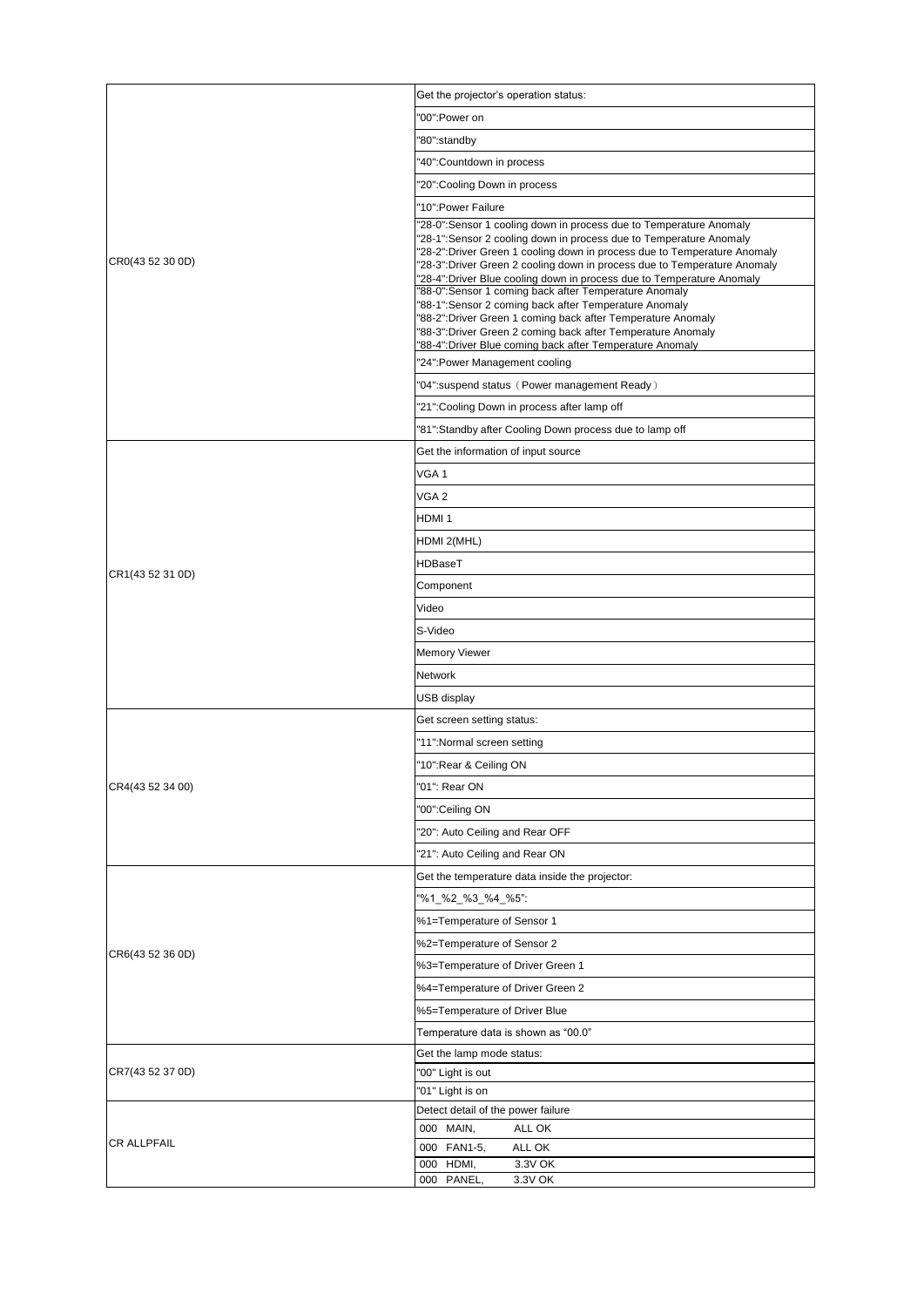| | |
|---|---|
| CR0(43 52 30 0D) | Get the projector's operation status: |
| | "00":Power on |
| | "80":standby |
| | "40":Countdown in process |
| | "20":Cooling Down in process |
| | "10":Power Failure |
| | "28-0":Sensor 1 cooling down in process due to Temperature Anomaly<br>"28-1":Sensor 2 cooling down in process due to Temperature Anomaly<br>"28-2":Driver Green 1 cooling down in process due to Temperature Anomaly<br>"28-3":Driver Green 2 cooling down in process due to Temperature Anomaly<br>"28-4":Driver Blue cooling down in process due to Temperature Anomaly<br>"88-0":Sensor 1 coming back after Temperature Anomaly<br>"88-1":Sensor 2 coming back after Temperature Anomaly<br>"88-2":Driver Green 1 coming back after Temperature Anomaly<br>"88-3":Driver Green 2 coming back after Temperature Anomaly<br>"88-4":Driver Blue coming back after Temperature Anomaly |
| | "24":Power Management cooling |
| | "04":suspend status（Power management Ready） |
| | "21":Cooling Down in process after lamp off |
| | "81":Standby after Cooling Down process due to lamp off |
| CR1(43 52 31 0D) | Get the information of input source |
| | VGA 1 |
| | VGA 2 |
| | HDMI 1 |
| | HDMI 2(MHL) |
| | HDBaseT |
| | Component |
| | Video |
| | S-Video |
| | Memory Viewer |
| | Network |
| | USB display |
| CR4(43 52 34 00) | Get screen setting status: |
| | "11":Normal screen setting |
| | "10":Rear & Ceiling ON |
| | "01": Rear ON |
| | "00":Ceiling ON |
| | "20": Auto Ceiling and Rear OFF |
| | "21": Auto Ceiling and Rear ON |
| CR6(43 52 36 0D) | Get the temperature data inside the projector: |
| | "%1_%2_%3_%4_%5": |
| | %1=Temperature of Sensor 1 |
| | %2=Temperature of Sensor 2 |
| | %3=Temperature of Driver Green 1 |
| | %4=Temperature of Driver Green 2 |
| | %5=Temperature of Driver Blue |
| | Temperature data is shown as "00.0" |
| CR7(43 52 37 0D) | Get the lamp mode status: |
| | "00" Light is out |
| | "01" Light is on |
| CR ALLPFAIL | Detect detail of the power failure |
| | 000 MAIN, ALL OK |
| | 000 FAN1-5, ALL OK |
| | 000 HDMI, 3.3V OK |
| | 000 PANEL, 3.3V OK |